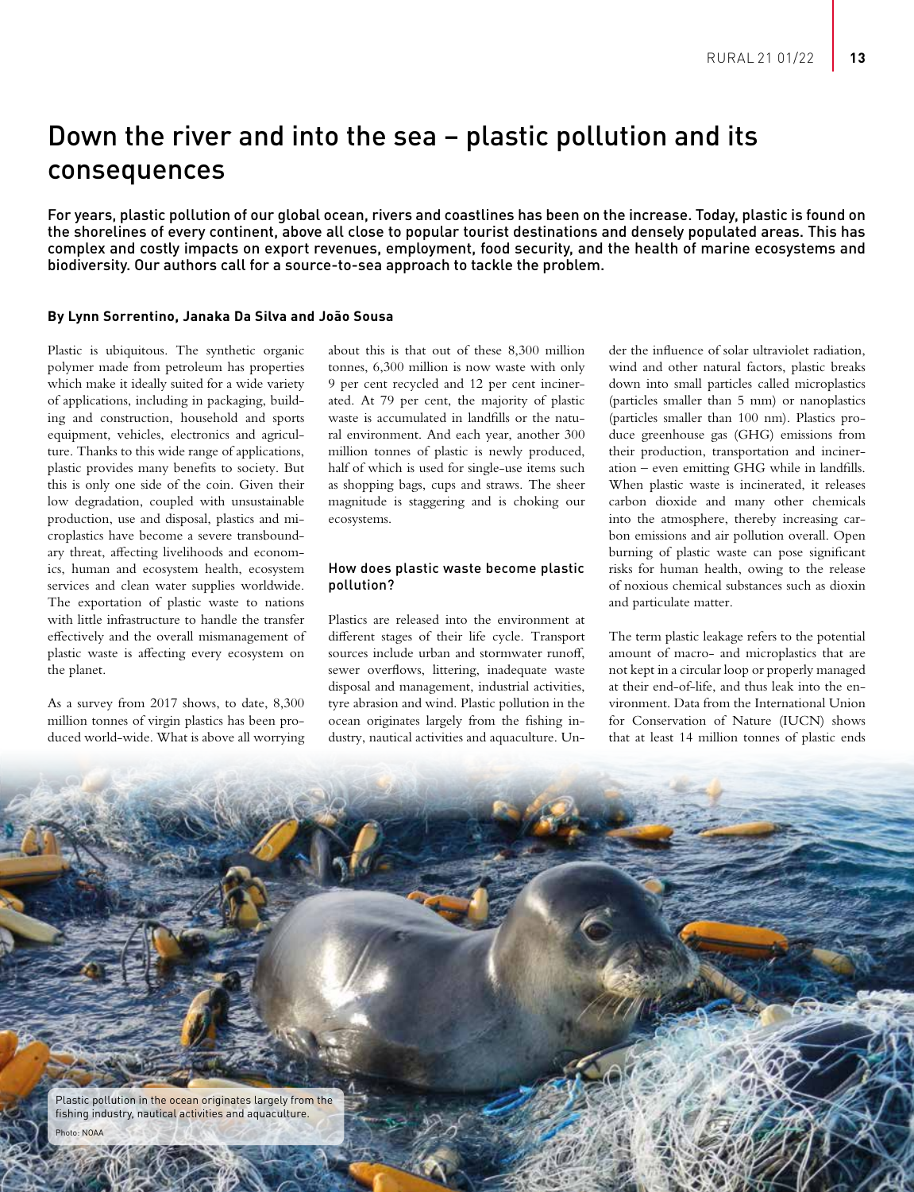# Down the river and into the sea – plastic pollution and its consequences

**For years, plastic pollution of our global ocean, rivers and coastlines has been on the increase. Today, plastic is found on the shorelines of every continent, above all close to popular tourist destinations and densely populated areas. This has complex and costly impacts on export revenues, employment, food security, and the health of marine ecosystems and biodiversity. Our authors call for a source-to-sea approach to tackle the problem.**

**By Lynn Sorrentino, Janaka Da Silva and João Sousa**

Plastic is ubiquitous. The synthetic organic polymer made from petroleum has properties which make it ideally suited for a wide variety of applications, including in packaging, building and construction, household and sports equipment, vehicles, electronics and agriculture. Thanks to this wide range of applications, plastic provides many benefits to society. But this is only one side of the coin. Given their low degradation, coupled with unsustainable production, use and disposal, plastics and microplastics have become a severe transboundary threat, affecting livelihoods and economics, human and ecosystem health, ecosystem services and clean water supplies worldwide. The exportation of plastic waste to nations with little infrastructure to handle the transfer effectively and the overall mismanagement of plastic waste is affecting every ecosystem on the planet.

As a survey from 2017 shows, to date, 8,300 million tonnes of virgin plastics has been produced world-wide. What is above all worrying about this is that out of these 8,300 million tonnes, 6,300 million is now waste with only 9 per cent recycled and 12 per cent incinerated. At 79 per cent, the majority of plastic waste is accumulated in landfills or the natural environment. And each year, another 300 million tonnes of plastic is newly produced, half of which is used for single-use items such as shopping bags, cups and straws. The sheer magnitude is staggering and is choking our ecosystems.

## How does plastic waste become plastic pollution?

Plastics are released into the environment at different stages of their life cycle. Transport sources include urban and stormwater runoff, sewer overflows, littering, inadequate waste disposal and management, industrial activities, tyre abrasion and wind. Plastic pollution in the ocean originates largely from the fishing industry, nautical activities and aquaculture. Under the influence of solar ultraviolet radiation, wind and other natural factors, plastic breaks down into small particles called microplastics (particles smaller than 5 mm) or nanoplastics (particles smaller than 100 nm). Plastics produce greenhouse gas (GHG) emissions from their production, transportation and incineration – even emitting GHG while in landfills. When plastic waste is incinerated, it releases carbon dioxide and many other chemicals into the atmosphere, thereby increasing carbon emissions and air pollution overall. Open burning of plastic waste can pose significant risks for human health, owing to the release of noxious chemical substances such as dioxin and particulate matter.

The term plastic leakage refers to the potential amount of macro- and microplastics that are not kept in a circular loop or properly managed at their end-of-life, and thus leak into the environment. Data from the International Union for Conservation of Nature (IUCN) shows that at least 14 million tonnes of plastic ends

Plastic pollution in the ocean originates largely from the fishing industry, nautical activities and aquaculture.

Photo: NOAA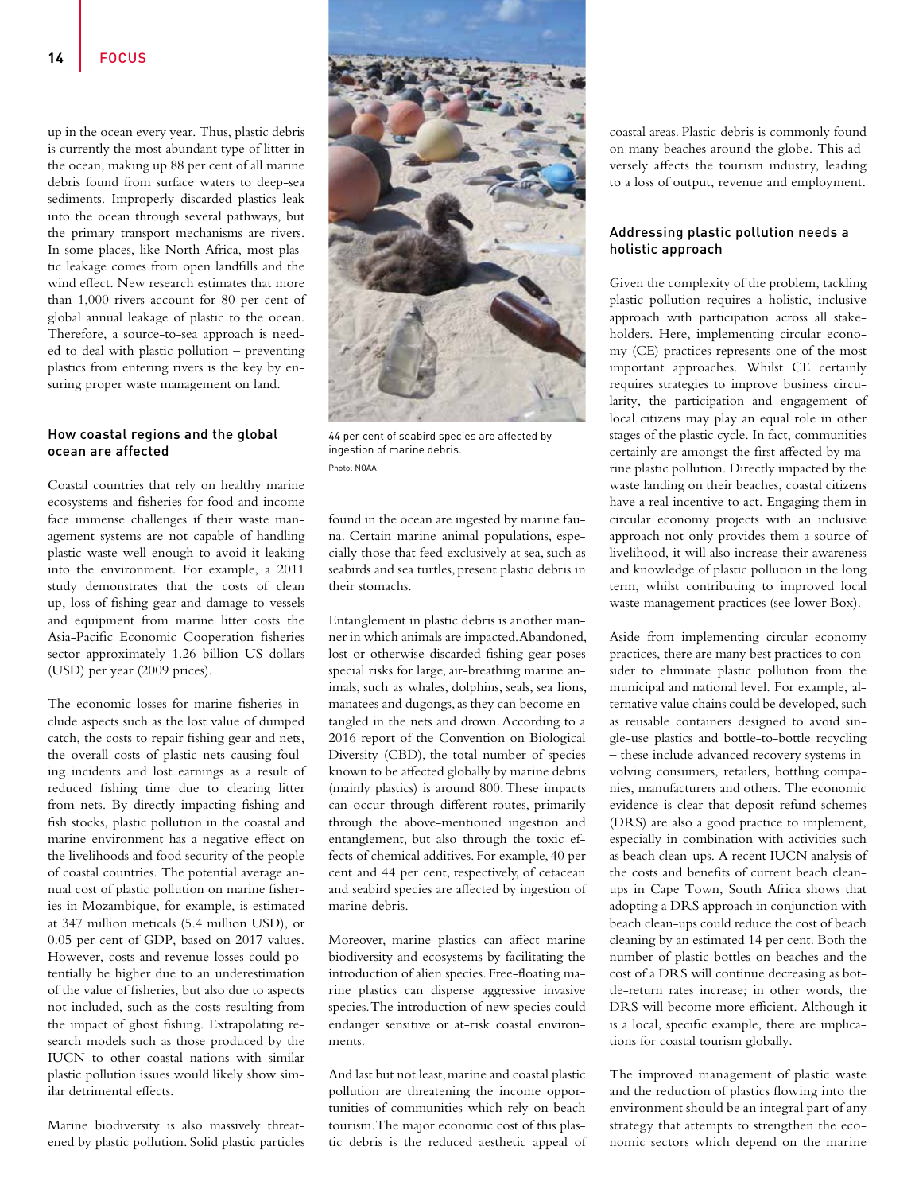up in the ocean every year. Thus, plastic debris is currently the most abundant type of litter in the ocean, making up 88 per cent of all marine debris found from surface waters to deep-sea sediments. Improperly discarded plastics leak into the ocean through several pathways, but the primary transport mechanisms are rivers. In some places, like North Africa, most plastic leakage comes from open landfills and the wind effect. New research estimates that more than 1,000 rivers account for 80 per cent of global annual leakage of plastic to the ocean. Therefore, a source-to-sea approach is needed to deal with plastic pollution – preventing plastics from entering rivers is the key by ensuring proper waste management on land.

### How coastal regions and the global ocean are affected

Coastal countries that rely on healthy marine ecosystems and fisheries for food and income face immense challenges if their waste management systems are not capable of handling plastic waste well enough to avoid it leaking into the environment. For example, a 2011 study demonstrates that the costs of clean up, loss of fishing gear and damage to vessels and equipment from marine litter costs the Asia-Pacific Economic Cooperation fisheries sector approximately 1.26 billion US dollars (USD) per year (2009 prices).

The economic losses for marine fisheries include aspects such as the lost value of dumped catch, the costs to repair fishing gear and nets, the overall costs of plastic nets causing fouling incidents and lost earnings as a result of reduced fishing time due to clearing litter from nets. By directly impacting fishing and fish stocks, plastic pollution in the coastal and marine environment has a negative effect on the livelihoods and food security of the people of coastal countries. The potential average annual cost of plastic pollution on marine fisheries in Mozambique, for example, is estimated at 347 million meticals (5.4 million USD), or 0.05 per cent of GDP, based on 2017 values. However, costs and revenue losses could potentially be higher due to an underestimation of the value of fisheries, but also due to aspects not included, such as the costs resulting from the impact of ghost fishing. Extrapolating research models such as those produced by the IUCN to other coastal nations with similar plastic pollution issues would likely show similar detrimental effects.

Marine biodiversity is also massively threatened by plastic pollution. Solid plastic particles found in the ocean are ingested by marine fauna. Certain marine animal populations, especially those that feed exclusively at sea, such as seabirds and sea turtles, present plastic debris in their stomachs.

44 per cent of seabird species are affected by ingestion of marine debris.
Photo: NOAA

Entanglement in plastic debris is another manner in which animals are impacted. Abandoned, lost or otherwise discarded fishing gear poses special risks for large, air-breathing marine animals, such as whales, dolphins, seals, sea lions, manatees and dugongs, as they can become entangled in the nets and drown. According to a 2016 report of the Convention on Biological Diversity (CBD), the total number of species known to be affected globally by marine debris (mainly plastics) is around 800. These impacts can occur through different routes, primarily through the above-mentioned ingestion and entanglement, but also through the toxic effects of chemical additives. For example, 40 per cent and 44 per cent, respectively, of cetacean and seabird species are affected by ingestion of marine debris.

Moreover, marine plastics can affect marine biodiversity and ecosystems by facilitating the introduction of alien species. Free-floating marine plastics can disperse aggressive invasive species. The introduction of new species could endanger sensitive or at-risk coastal environments.

And last but not least, marine and coastal plastic pollution are threatening the income opportunities of communities which rely on beach tourism. The major economic cost of this plastic debris is the reduced aesthetic appeal of coastal areas. Plastic debris is commonly found on many beaches around the globe. This adversely affects the tourism industry, leading to a loss of output, revenue and employment.

### Addressing plastic pollution needs a holistic approach

Given the complexity of the problem, tackling plastic pollution requires a holistic, inclusive approach with participation across all stakeholders. Here, implementing circular economy (CE) practices represents one of the most important approaches. Whilst CE certainly requires strategies to improve business circularity, the participation and engagement of local citizens may play an equal role in other stages of the plastic cycle. In fact, communities certainly are amongst the first affected by marine plastic pollution. Directly impacted by the waste landing on their beaches, coastal citizens have a real incentive to act. Engaging them in circular economy projects with an inclusive approach not only provides them a source of livelihood, it will also increase their awareness and knowledge of plastic pollution in the long term, whilst contributing to improved local waste management practices (see lower Box).

Aside from implementing circular economy practices, there are many best practices to consider to eliminate plastic pollution from the municipal and national level. For example, alternative value chains could be developed, such as reusable containers designed to avoid single-use plastics and bottle-to-bottle recycling – these include advanced recovery systems involving consumers, retailers, bottling companies, manufacturers and others. The economic evidence is clear that deposit refund schemes (DRS) are also a good practice to implement, especially in combination with activities such as beach clean-ups. A recent IUCN analysis of the costs and benefits of current beach clean-ups in Cape Town, South Africa shows that adopting a DRS approach in conjunction with beach clean-ups could reduce the cost of beach cleaning by an estimated 14 per cent. Both the number of plastic bottles on beaches and the cost of a DRS will continue decreasing as bottle-return rates increase; in other words, the DRS will become more efficient. Although it is a local, specific example, there are implications for coastal tourism globally.

The improved management of plastic waste and the reduction of plastics flowing into the environment should be an integral part of any strategy that attempts to strengthen the economic sectors which depend on the marine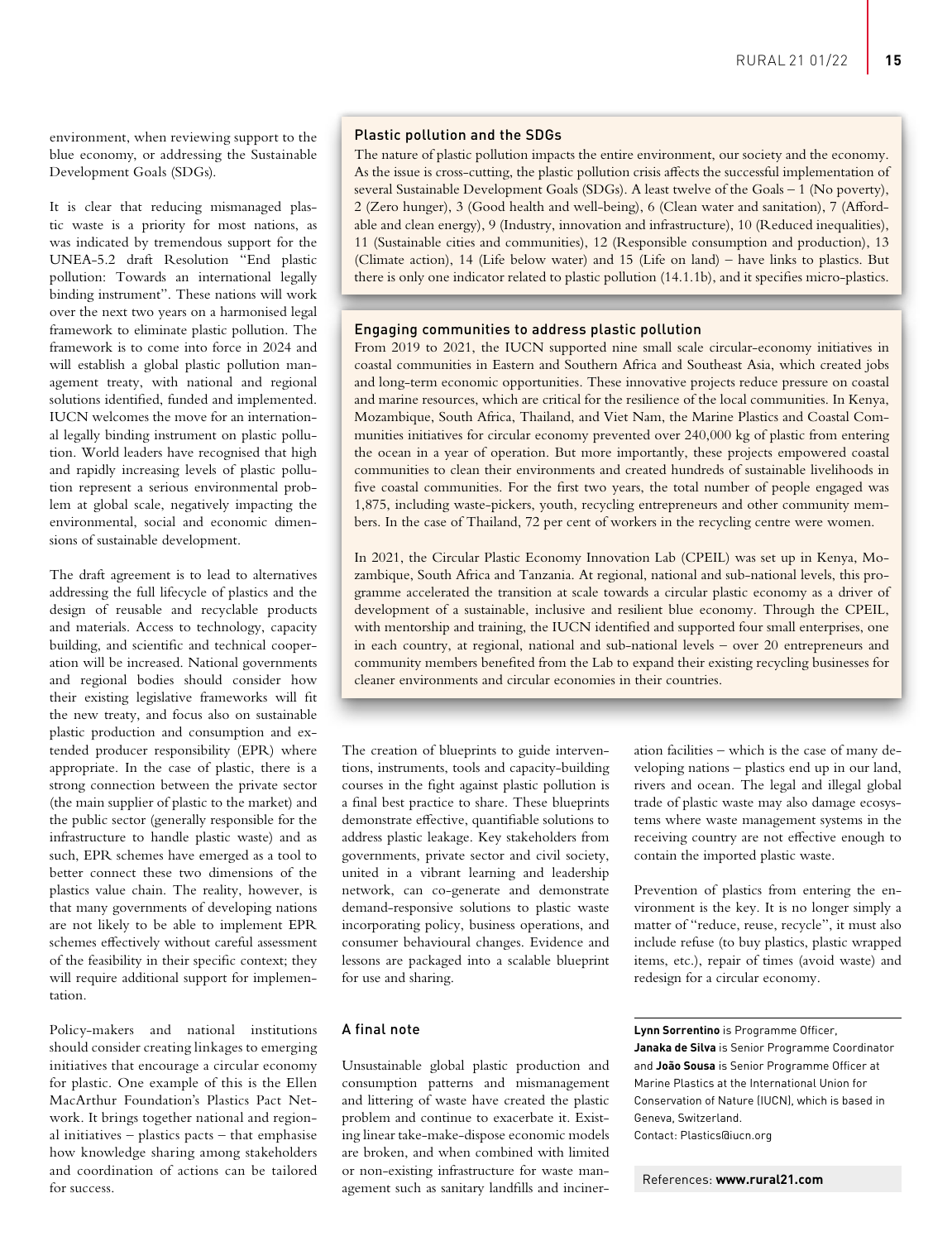environment, when reviewing support to the blue economy, or addressing the Sustainable Development Goals (SDGs).

It is clear that reducing mismanaged plastic waste is a priority for most nations, as was indicated by tremendous support for the UNEA-5.2 draft Resolution "End plastic pollution: Towards an international legally binding instrument". These nations will work over the next two years on a harmonised legal framework to eliminate plastic pollution. The framework is to come into force in 2024 and will establish a global plastic pollution management treaty, with national and regional solutions identified, funded and implemented. IUCN welcomes the move for an international legally binding instrument on plastic pollution. World leaders have recognised that high and rapidly increasing levels of plastic pollution represent a serious environmental problem at global scale, negatively impacting the environmental, social and economic dimensions of sustainable development.

The draft agreement is to lead to alternatives addressing the full lifecycle of plastics and the design of reusable and recyclable products and materials. Access to technology, capacity building, and scientific and technical cooperation will be increased. National governments and regional bodies should consider how their existing legislative frameworks will fit the new treaty, and focus also on sustainable plastic production and consumption and extended producer responsibility (EPR) where appropriate. In the case of plastic, there is a strong connection between the private sector (the main supplier of plastic to the market) and the public sector (generally responsible for the infrastructure to handle plastic waste) and as such, EPR schemes have emerged as a tool to better connect these two dimensions of the plastics value chain. The reality, however, is that many governments of developing nations are not likely to be able to implement EPR schemes effectively without careful assessment of the feasibility in their specific context; they will require additional support for implementation.

Policy-makers and national institutions should consider creating linkages to emerging initiatives that encourage a circular economy for plastic. One example of this is the Ellen MacArthur Foundation's Plastics Pact Network. It brings together national and regional initiatives – plastics pacts – that emphasise how knowledge sharing among stakeholders and coordination of actions can be tailored for success.

### Plastic pollution and the SDGs

The nature of plastic pollution impacts the entire environment, our society and the economy. As the issue is cross-cutting, the plastic pollution crisis affects the successful implementation of several Sustainable Development Goals (SDGs). A least twelve of the Goals – 1 (No poverty), 2 (Zero hunger), 3 (Good health and well-being), 6 (Clean water and sanitation), 7 (Affordable and clean energy), 9 (Industry, innovation and infrastructure), 10 (Reduced inequalities), 11 (Sustainable cities and communities), 12 (Responsible consumption and production), 13 (Climate action), 14 (Life below water) and 15 (Life on land) – have links to plastics. But there is only one indicator related to plastic pollution (14.1.1b), and it specifies micro-plastics.

### Engaging communities to address plastic pollution

From 2019 to 2021, the IUCN supported nine small scale circular-economy initiatives in coastal communities in Eastern and Southern Africa and Southeast Asia, which created jobs and long-term economic opportunities. These innovative projects reduce pressure on coastal and marine resources, which are critical for the resilience of the local communities. In Kenya, Mozambique, South Africa, Thailand, and Viet Nam, the Marine Plastics and Coastal Communities initiatives for circular economy prevented over 240,000 kg of plastic from entering the ocean in a year of operation. But more importantly, these projects empowered coastal communities to clean their environments and created hundreds of sustainable livelihoods in five coastal communities. For the first two years, the total number of people engaged was 1,875, including waste-pickers, youth, recycling entrepreneurs and other community members. In the case of Thailand, 72 per cent of workers in the recycling centre were women.

In 2021, the Circular Plastic Economy Innovation Lab (CPEIL) was set up in Kenya, Mozambique, South Africa and Tanzania. At regional, national and sub-national levels, this programme accelerated the transition at scale towards a circular plastic economy as a driver of development of a sustainable, inclusive and resilient blue economy. Through the CPEIL, with mentorship and training, the IUCN identified and supported four small enterprises, one in each country, at regional, national and sub-national levels – over 20 entrepreneurs and community members benefited from the Lab to expand their existing recycling businesses for cleaner environments and circular economies in their countries.

The creation of blueprints to guide interventions, instruments, tools and capacity-building courses in the fight against plastic pollution is a final best practice to share. These blueprints demonstrate effective, quantifiable solutions to address plastic leakage. Key stakeholders from governments, private sector and civil society, united in a vibrant learning and leadership network, can co-generate and demonstrate demand-responsive solutions to plastic waste incorporating policy, business operations, and consumer behavioural changes. Evidence and lessons are packaged into a scalable blueprint for use and sharing.

## A final note

Unsustainable global plastic production and consumption patterns and mismanagement and littering of waste have created the plastic problem and continue to exacerbate it. Existing linear take-make-dispose economic models are broken, and when combined with limited or non-existing infrastructure for waste management such as sanitary landfills and incineration facilities – which is the case of many developing nations – plastics end up in our land, rivers and ocean. The legal and illegal global trade of plastic waste may also damage ecosystems where waste management systems in the receiving country are not effective enough to contain the imported plastic waste.

Prevention of plastics from entering the environment is the key. It is no longer simply a matter of "reduce, reuse, recycle", it must also include refuse (to buy plastics, plastic wrapped items, etc.), repair of times (avoid waste) and redesign for a circular economy.

**Lynn Sorrentino** is Programme Officer, **Janaka de Silva** is Senior Programme Coordinator and **João Sousa** is Senior Programme Officer at Marine Plastics at the International Union for Conservation of Nature (IUCN), which is based in Geneva, Switzerland.
Contact: Plastics@iucn.org

References: **www.rural21.com**